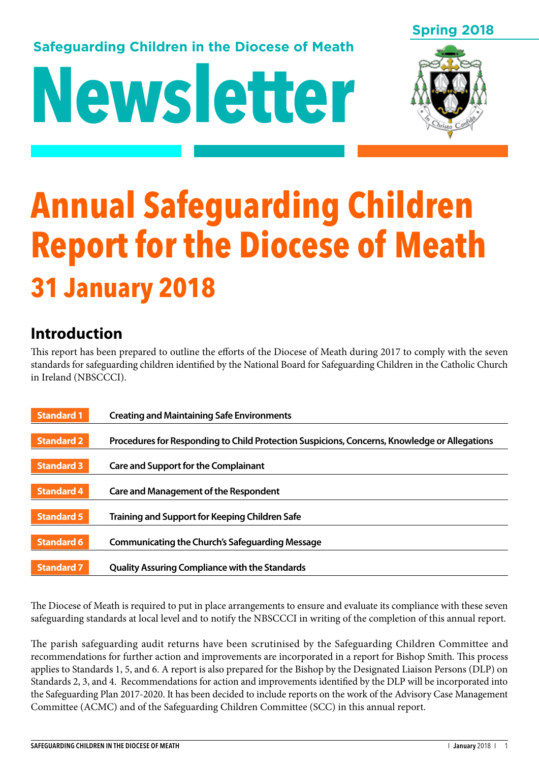Spring 2018

Safeguarding Children in the Diocese of Meath

# Newsletter

# Annual Safeguarding Children Report for the Diocese of Meath

## 31 January 2018

## Introduction

This report has been prepared to outline the efforts of the Diocese of Meath during 2017 to comply with the seven standards for safeguarding children identified by the National Board for Safeguarding Children in the Catholic Church in Ireland (NBSCCCI).

| | |
|---|---|
| Standard 1 | **Creating and Maintaining Safe Environments** |
| Standard 2 | **Procedures for Responding to Child Protection Suspicions, Concerns, Knowledge or Allegations** |
| Standard 3 | **Care and Support for the Complainant** |
| Standard 4 | **Care and Management of the Respondent** |
| Standard 5 | **Training and Support for Keeping Children Safe** |
| Standard 6 | **Communicating the Church's Safeguarding Message** |
| Standard 7 | **Quality Assuring Compliance with the Standards** |

The Diocese of Meath is required to put in place arrangements to ensure and evaluate its compliance with these seven safeguarding standards at local level and to notify the NBSCCCI in writing of the completion of this annual report.

The parish safeguarding audit returns have been scrutinised by the Safeguarding Children Committee and recommendations for further action and improvements are incorporated in a report for Bishop Smith. This process applies to Standards 1, 5, and 6. A report is also prepared for the Bishop by the Designated Liaison Persons (DLP) on Standards 2, 3, and 4. Recommendations for action and improvements identified by the DLP will be incorporated into the Safeguarding Plan 2017-2020. It has been decided to include reports on the work of the Advisory Case Management Committee (ACMC) and of the Safeguarding Children Committee (SCC) in this annual report.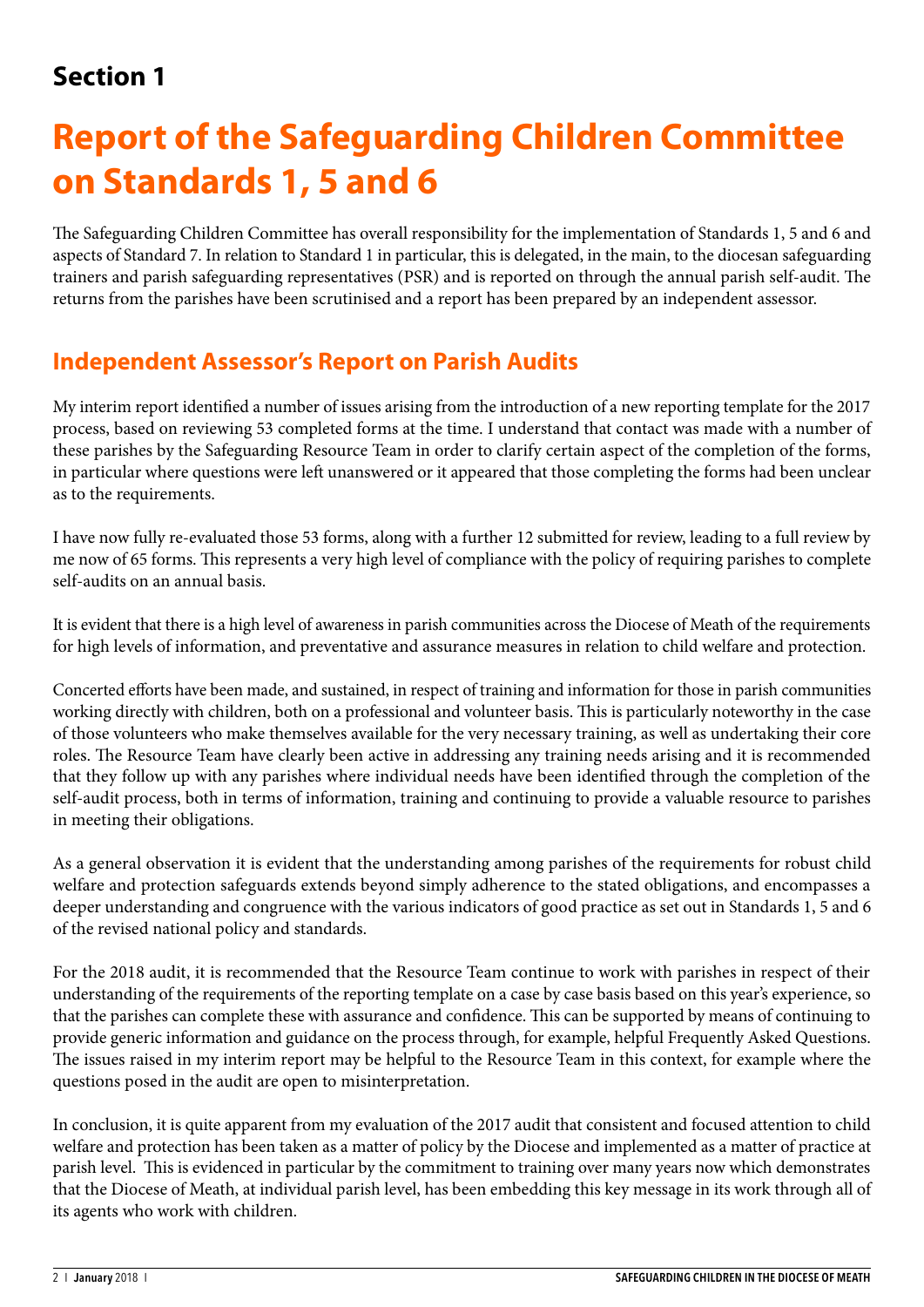## Section 1

# Report of the Safeguarding Children Committee on Standards 1, 5 and 6

The Safeguarding Children Committee has overall responsibility for the implementation of Standards 1, 5 and 6 and aspects of Standard 7. In relation to Standard 1 in particular, this is delegated, in the main, to the diocesan safeguarding trainers and parish safeguarding representatives (PSR) and is reported on through the annual parish self-audit. The returns from the parishes have been scrutinised and a report has been prepared by an independent assessor.

## Independent Assessor's Report on Parish Audits

My interim report identified a number of issues arising from the introduction of a new reporting template for the 2017 process, based on reviewing 53 completed forms at the time. I understand that contact was made with a number of these parishes by the Safeguarding Resource Team in order to clarify certain aspect of the completion of the forms, in particular where questions were left unanswered or it appeared that those completing the forms had been unclear as to the requirements.

I have now fully re-evaluated those 53 forms, along with a further 12 submitted for review, leading to a full review by me now of 65 forms. This represents a very high level of compliance with the policy of requiring parishes to complete self-audits on an annual basis.

It is evident that there is a high level of awareness in parish communities across the Diocese of Meath of the requirements for high levels of information, and preventative and assurance measures in relation to child welfare and protection.

Concerted efforts have been made, and sustained, in respect of training and information for those in parish communities working directly with children, both on a professional and volunteer basis. This is particularly noteworthy in the case of those volunteers who make themselves available for the very necessary training, as well as undertaking their core roles. The Resource Team have clearly been active in addressing any training needs arising and it is recommended that they follow up with any parishes where individual needs have been identified through the completion of the self-audit process, both in terms of information, training and continuing to provide a valuable resource to parishes in meeting their obligations.

As a general observation it is evident that the understanding among parishes of the requirements for robust child welfare and protection safeguards extends beyond simply adherence to the stated obligations, and encompasses a deeper understanding and congruence with the various indicators of good practice as set out in Standards 1, 5 and 6 of the revised national policy and standards.

For the 2018 audit, it is recommended that the Resource Team continue to work with parishes in respect of their understanding of the requirements of the reporting template on a case by case basis based on this year's experience, so that the parishes can complete these with assurance and confidence. This can be supported by means of continuing to provide generic information and guidance on the process through, for example, helpful Frequently Asked Questions. The issues raised in my interim report may be helpful to the Resource Team in this context, for example where the questions posed in the audit are open to misinterpretation.

In conclusion, it is quite apparent from my evaluation of the 2017 audit that consistent and focused attention to child welfare and protection has been taken as a matter of policy by the Diocese and implemented as a matter of practice at parish level. This is evidenced in particular by the commitment to training over many years now which demonstrates that the Diocese of Meath, at individual parish level, has been embedding this key message in its work through all of its agents who work with children.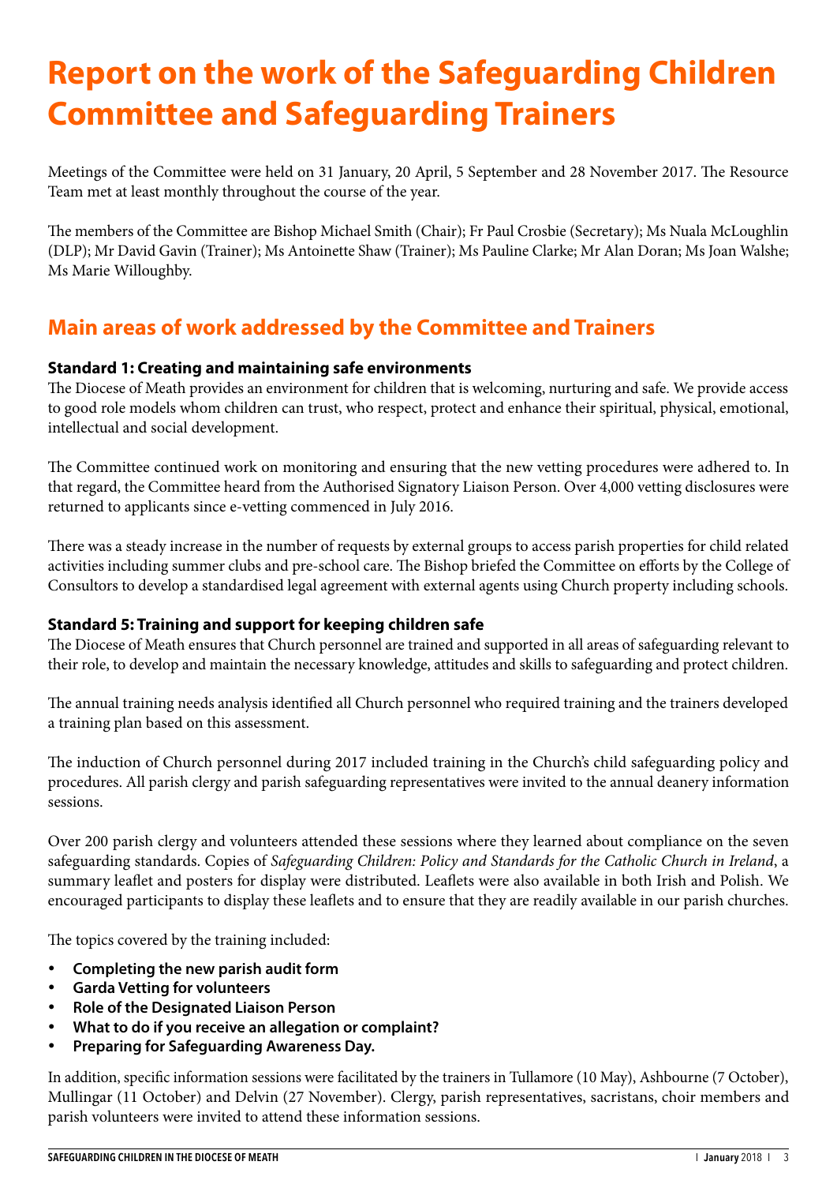# Report on the work of the Safeguarding Children Committee and Safeguarding Trainers

Meetings of the Committee were held on 31 January, 20 April, 5 September and 28 November 2017. The Resource Team met at least monthly throughout the course of the year.

The members of the Committee are Bishop Michael Smith (Chair); Fr Paul Crosbie (Secretary); Ms Nuala McLoughlin (DLP); Mr David Gavin (Trainer); Ms Antoinette Shaw (Trainer); Ms Pauline Clarke; Mr Alan Doran; Ms Joan Walshe; Ms Marie Willoughby.

## Main areas of work addressed by the Committee and Trainers

### Standard 1: Creating and maintaining safe environments

The Diocese of Meath provides an environment for children that is welcoming, nurturing and safe. We provide access to good role models whom children can trust, who respect, protect and enhance their spiritual, physical, emotional, intellectual and social development.

The Committee continued work on monitoring and ensuring that the new vetting procedures were adhered to. In that regard, the Committee heard from the Authorised Signatory Liaison Person. Over 4,000 vetting disclosures were returned to applicants since e-vetting commenced in July 2016.

There was a steady increase in the number of requests by external groups to access parish properties for child related activities including summer clubs and pre-school care. The Bishop briefed the Committee on efforts by the College of Consultors to develop a standardised legal agreement with external agents using Church property including schools.

### Standard 5: Training and support for keeping children safe

The Diocese of Meath ensures that Church personnel are trained and supported in all areas of safeguarding relevant to their role, to develop and maintain the necessary knowledge, attitudes and skills to safeguarding and protect children.

The annual training needs analysis identified all Church personnel who required training and the trainers developed a training plan based on this assessment.

The induction of Church personnel during 2017 included training in the Church's child safeguarding policy and procedures. All parish clergy and parish safeguarding representatives were invited to the annual deanery information sessions.

Over 200 parish clergy and volunteers attended these sessions where they learned about compliance on the seven safeguarding standards. Copies of *Safeguarding Children: Policy and Standards for the Catholic Church in Ireland*, a summary leaflet and posters for display were distributed. Leaflets were also available in both Irish and Polish. We encouraged participants to display these leaflets and to ensure that they are readily available in our parish churches.

The topics covered by the training included:

- **Completing the new parish audit form**
- **Garda Vetting for volunteers**
- **Role of the Designated Liaison Person**
- **What to do if you receive an allegation or complaint?**
- **Preparing for Safeguarding Awareness Day.**

In addition, specific information sessions were facilitated by the trainers in Tullamore (10 May), Ashbourne (7 October), Mullingar (11 October) and Delvin (27 November). Clergy, parish representatives, sacristans, choir members and parish volunteers were invited to attend these information sessions.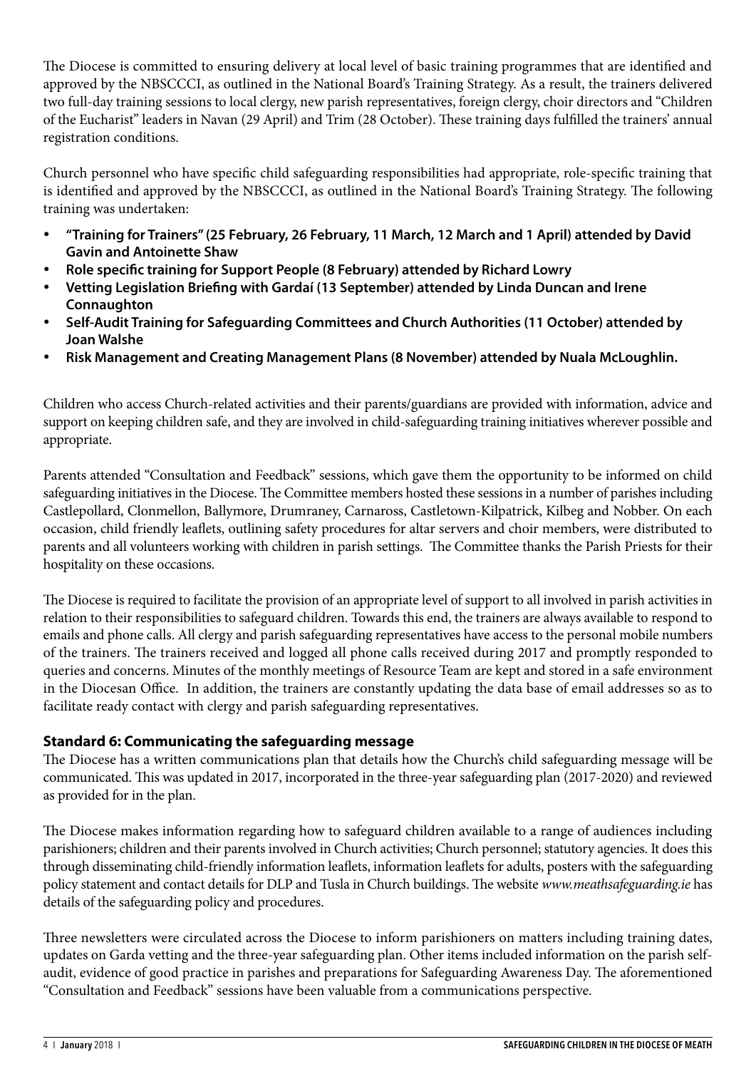The Diocese is committed to ensuring delivery at local level of basic training programmes that are identified and approved by the NBSCCCI, as outlined in the National Board's Training Strategy. As a result, the trainers delivered two full-day training sessions to local clergy, new parish representatives, foreign clergy, choir directors and "Children of the Eucharist" leaders in Navan (29 April) and Trim (28 October). These training days fulfilled the trainers' annual registration conditions.

Church personnel who have specific child safeguarding responsibilities had appropriate, role-specific training that is identified and approved by the NBSCCCI, as outlined in the National Board's Training Strategy. The following training was undertaken:

- **"Training for Trainers" (25 February, 26 February, 11 March, 12 March and 1 April) attended by David Gavin and Antoinette Shaw**
- **Role specific training for Support People (8 February) attended by Richard Lowry**
- **Vetting Legislation Briefing with Gardaí (13 September) attended by Linda Duncan and Irene Connaughton**
- **Self-Audit Training for Safeguarding Committees and Church Authorities (11 October) attended by Joan Walshe**
- **Risk Management and Creating Management Plans (8 November) attended by Nuala McLoughlin.**

Children who access Church-related activities and their parents/guardians are provided with information, advice and support on keeping children safe, and they are involved in child-safeguarding training initiatives wherever possible and appropriate.

Parents attended "Consultation and Feedback" sessions, which gave them the opportunity to be informed on child safeguarding initiatives in the Diocese. The Committee members hosted these sessions in a number of parishes including Castlepollard, Clonmellon, Ballymore, Drumraney, Carnaross, Castletown-Kilpatrick, Kilbeg and Nobber. On each occasion, child friendly leaflets, outlining safety procedures for altar servers and choir members, were distributed to parents and all volunteers working with children in parish settings. The Committee thanks the Parish Priests for their hospitality on these occasions.

The Diocese is required to facilitate the provision of an appropriate level of support to all involved in parish activities in relation to their responsibilities to safeguard children. Towards this end, the trainers are always available to respond to emails and phone calls. All clergy and parish safeguarding representatives have access to the personal mobile numbers of the trainers. The trainers received and logged all phone calls received during 2017 and promptly responded to queries and concerns. Minutes of the monthly meetings of Resource Team are kept and stored in a safe environment in the Diocesan Office. In addition, the trainers are constantly updating the data base of email addresses so as to facilitate ready contact with clergy and parish safeguarding representatives.

### Standard 6: Communicating the safeguarding message

The Diocese has a written communications plan that details how the Church's child safeguarding message will be communicated. This was updated in 2017, incorporated in the three-year safeguarding plan (2017-2020) and reviewed as provided for in the plan.

The Diocese makes information regarding how to safeguard children available to a range of audiences including parishioners; children and their parents involved in Church activities; Church personnel; statutory agencies. It does this through disseminating child-friendly information leaflets, information leaflets for adults, posters with the safeguarding policy statement and contact details for DLP and Tusla in Church buildings. The website *www.meathsafeguarding.ie* has details of the safeguarding policy and procedures.

Three newsletters were circulated across the Diocese to inform parishioners on matters including training dates, updates on Garda vetting and the three-year safeguarding plan. Other items included information on the parish self-audit, evidence of good practice in parishes and preparations for Safeguarding Awareness Day. The aforementioned "Consultation and Feedback" sessions have been valuable from a communications perspective.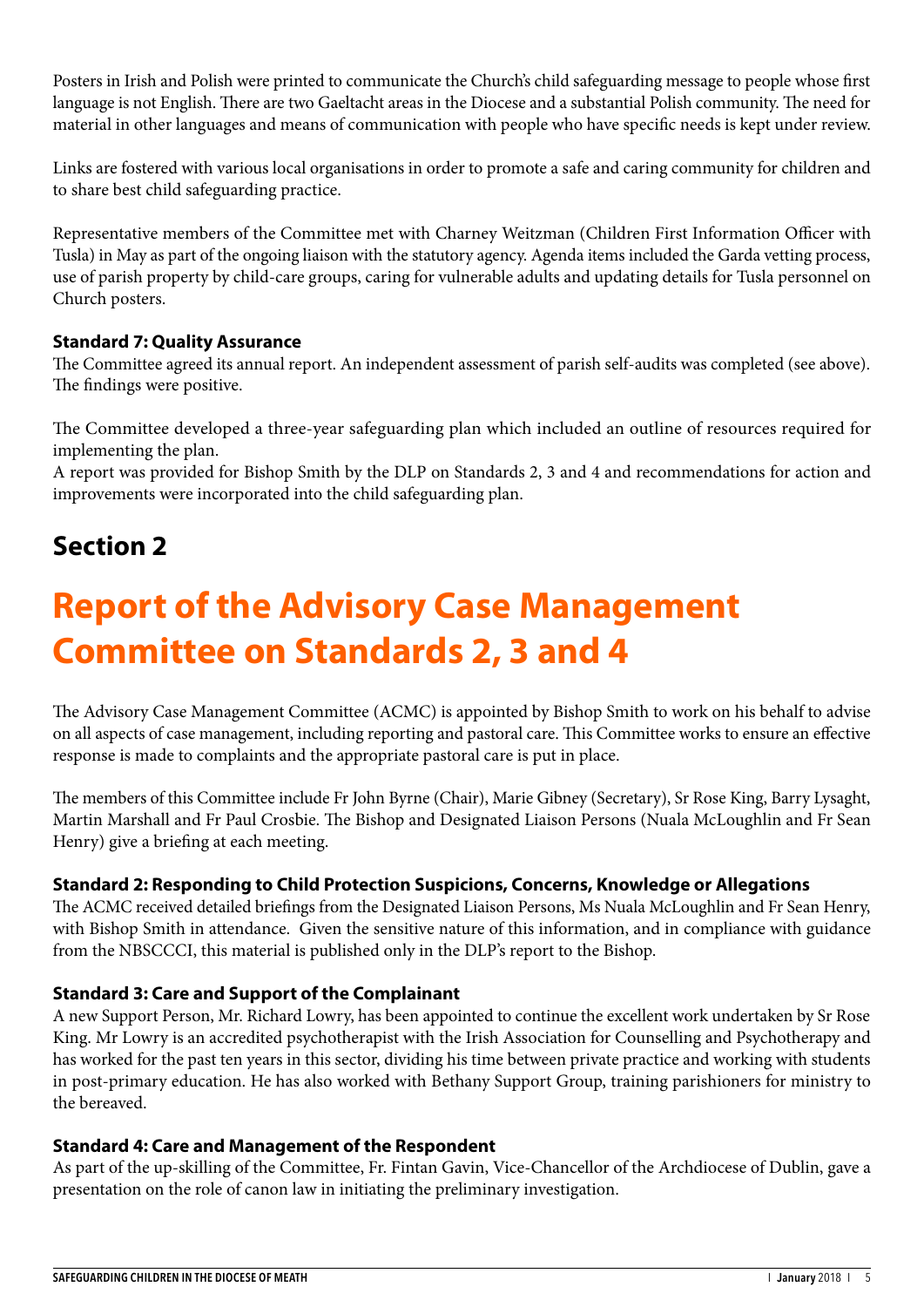Posters in Irish and Polish were printed to communicate the Church's child safeguarding message to people whose first language is not English. There are two Gaeltacht areas in the Diocese and a substantial Polish community. The need for material in other languages and means of communication with people who have specific needs is kept under review.

Links are fostered with various local organisations in order to promote a safe and caring community for children and to share best child safeguarding practice.

Representative members of the Committee met with Charney Weitzman (Children First Information Officer with Tusla) in May as part of the ongoing liaison with the statutory agency. Agenda items included the Garda vetting process, use of parish property by child-care groups, caring for vulnerable adults and updating details for Tusla personnel on Church posters.

### Standard 7: Quality Assurance

The Committee agreed its annual report. An independent assessment of parish self-audits was completed (see above). The findings were positive.

The Committee developed a three-year safeguarding plan which included an outline of resources required for implementing the plan.

A report was provided for Bishop Smith by the DLP on Standards 2, 3 and 4 and recommendations for action and improvements were incorporated into the child safeguarding plan.

## Section 2

# Report of the Advisory Case Management Committee on Standards 2, 3 and 4

The Advisory Case Management Committee (ACMC) is appointed by Bishop Smith to work on his behalf to advise on all aspects of case management, including reporting and pastoral care. This Committee works to ensure an effective response is made to complaints and the appropriate pastoral care is put in place.

The members of this Committee include Fr John Byrne (Chair), Marie Gibney (Secretary), Sr Rose King, Barry Lysaght, Martin Marshall and Fr Paul Crosbie. The Bishop and Designated Liaison Persons (Nuala McLoughlin and Fr Sean Henry) give a briefing at each meeting.

### Standard 2: Responding to Child Protection Suspicions, Concerns, Knowledge or Allegations

The ACMC received detailed briefings from the Designated Liaison Persons, Ms Nuala McLoughlin and Fr Sean Henry, with Bishop Smith in attendance. Given the sensitive nature of this information, and in compliance with guidance from the NBSCCCI, this material is published only in the DLP's report to the Bishop.

### Standard 3: Care and Support of the Complainant

A new Support Person, Mr. Richard Lowry, has been appointed to continue the excellent work undertaken by Sr Rose King. Mr Lowry is an accredited psychotherapist with the Irish Association for Counselling and Psychotherapy and has worked for the past ten years in this sector, dividing his time between private practice and working with students in post-primary education. He has also worked with Bethany Support Group, training parishioners for ministry to the bereaved.

### Standard 4: Care and Management of the Respondent

As part of the up-skilling of the Committee, Fr. Fintan Gavin, Vice-Chancellor of the Archdiocese of Dublin, gave a presentation on the role of canon law in initiating the preliminary investigation.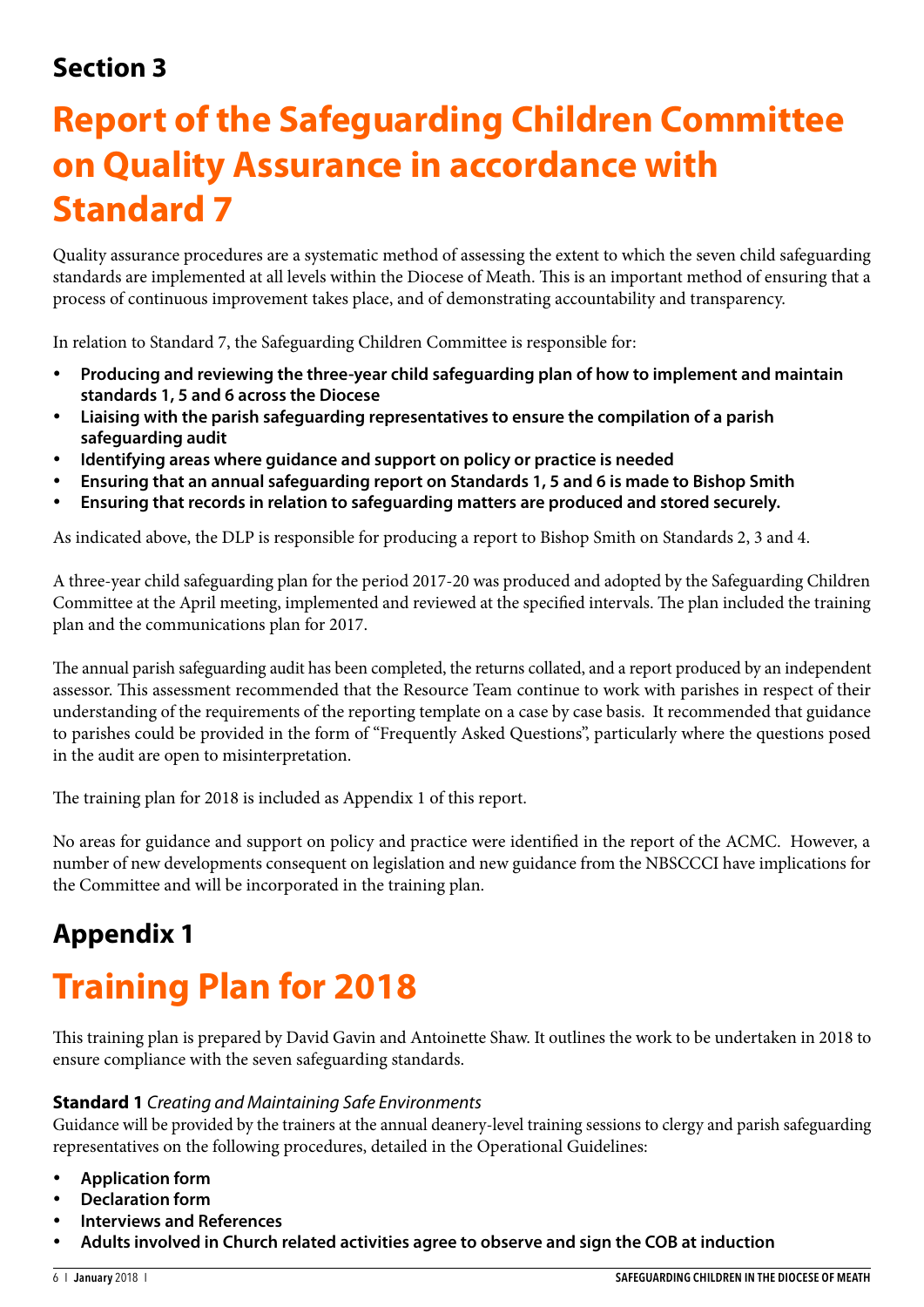## Section 3

# Report of the Safeguarding Children Committee on Quality Assurance in accordance with Standard 7

Quality assurance procedures are a systematic method of assessing the extent to which the seven child safeguarding standards are implemented at all levels within the Diocese of Meath. This is an important method of ensuring that a process of continuous improvement takes place, and of demonstrating accountability and transparency.

In relation to Standard 7, the Safeguarding Children Committee is responsible for:

- **Producing and reviewing the three-year child safeguarding plan of how to implement and maintain standards 1, 5 and 6 across the Diocese**
- **Liaising with the parish safeguarding representatives to ensure the compilation of a parish safeguarding audit**
- **Identifying areas where guidance and support on policy or practice is needed**
- **Ensuring that an annual safeguarding report on Standards 1, 5 and 6 is made to Bishop Smith**
- **Ensuring that records in relation to safeguarding matters are produced and stored securely.**

As indicated above, the DLP is responsible for producing a report to Bishop Smith on Standards 2, 3 and 4.

A three-year child safeguarding plan for the period 2017-20 was produced and adopted by the Safeguarding Children Committee at the April meeting, implemented and reviewed at the specified intervals. The plan included the training plan and the communications plan for 2017.

The annual parish safeguarding audit has been completed, the returns collated, and a report produced by an independent assessor. This assessment recommended that the Resource Team continue to work with parishes in respect of their understanding of the requirements of the reporting template on a case by case basis. It recommended that guidance to parishes could be provided in the form of "Frequently Asked Questions", particularly where the questions posed in the audit are open to misinterpretation.

The training plan for 2018 is included as Appendix 1 of this report.

No areas for guidance and support on policy and practice were identified in the report of the ACMC. However, a number of new developments consequent on legislation and new guidance from the NBSCCCI have implications for the Committee and will be incorporated in the training plan.

## Appendix 1

# Training Plan for 2018

This training plan is prepared by David Gavin and Antoinette Shaw. It outlines the work to be undertaken in 2018 to ensure compliance with the seven safeguarding standards.

**Standard 1** *Creating and Maintaining Safe Environments*

Guidance will be provided by the trainers at the annual deanery-level training sessions to clergy and parish safeguarding representatives on the following procedures, detailed in the Operational Guidelines:

- **Application form**
- **Declaration form**
- **Interviews and References**
- **Adults involved in Church related activities agree to observe and sign the COB at induction**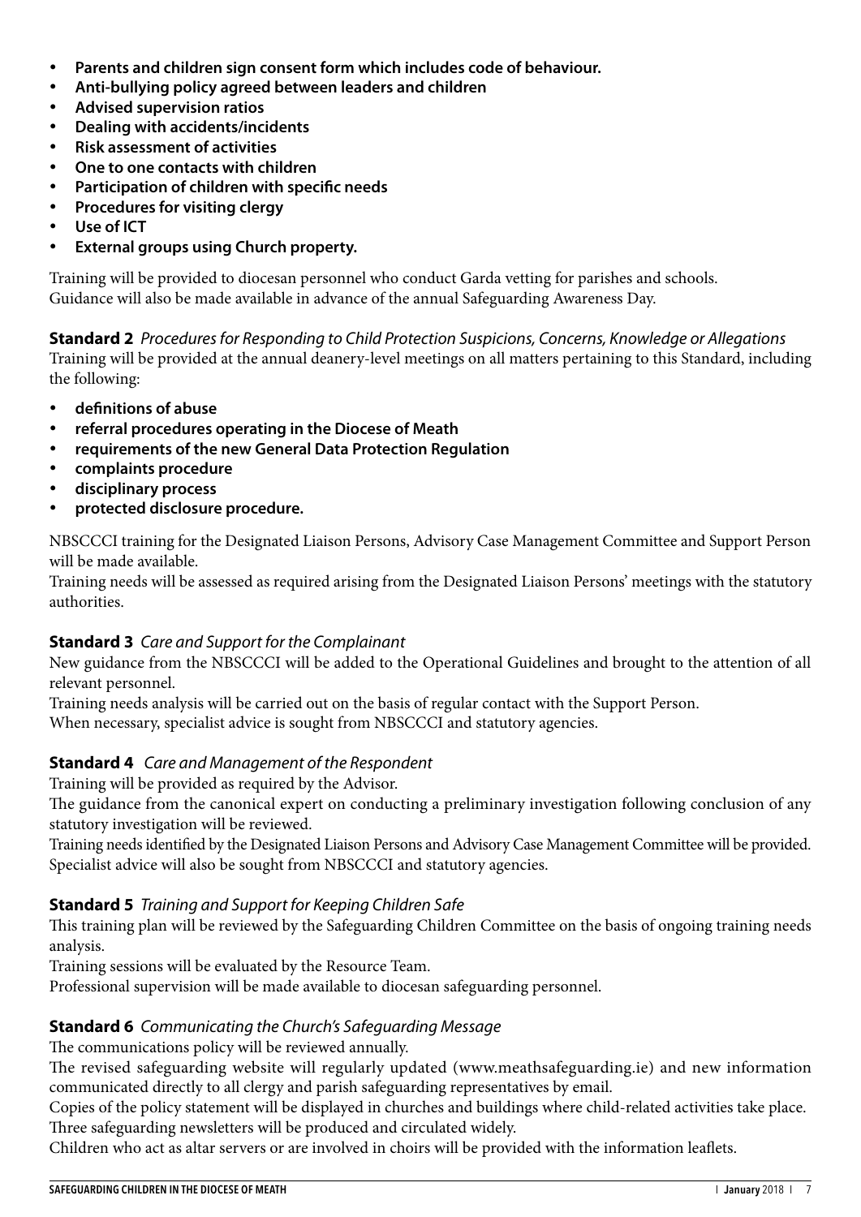- **Parents and children sign consent form which includes code of behaviour.**
- **Anti-bullying policy agreed between leaders and children**
- **Advised supervision ratios**
- **Dealing with accidents/incidents**
- **Risk assessment of activities**
- **One to one contacts with children**
- **Participation of children with specific needs**
- **Procedures for visiting clergy**
- **Use of ICT**
- **External groups using Church property.**

Training will be provided to diocesan personnel who conduct Garda vetting for parishes and schools.
Guidance will also be made available in advance of the annual Safeguarding Awareness Day.

**Standard 2** *Procedures for Responding to Child Protection Suspicions, Concerns, Knowledge or Allegations*
Training will be provided at the annual deanery-level meetings on all matters pertaining to this Standard, including the following:

- **definitions of abuse**
- **referral procedures operating in the Diocese of Meath**
- **requirements of the new General Data Protection Regulation**
- **complaints procedure**
- **disciplinary process**
- **protected disclosure procedure.**

NBSCCCI training for the Designated Liaison Persons, Advisory Case Management Committee and Support Person will be made available.
Training needs will be assessed as required arising from the Designated Liaison Persons' meetings with the statutory authorities.

**Standard 3** *Care and Support for the Complainant*
New guidance from the NBSCCCI will be added to the Operational Guidelines and brought to the attention of all relevant personnel.
Training needs analysis will be carried out on the basis of regular contact with the Support Person.
When necessary, specialist advice is sought from NBSCCCI and statutory agencies.

**Standard 4** *Care and Management of the Respondent*
Training will be provided as required by the Advisor.
The guidance from the canonical expert on conducting a preliminary investigation following conclusion of any statutory investigation will be reviewed.
Training needs identified by the Designated Liaison Persons and Advisory Case Management Committee will be provided.
Specialist advice will also be sought from NBSCCCI and statutory agencies.

**Standard 5** *Training and Support for Keeping Children Safe*
This training plan will be reviewed by the Safeguarding Children Committee on the basis of ongoing training needs analysis.
Training sessions will be evaluated by the Resource Team.
Professional supervision will be made available to diocesan safeguarding personnel.

**Standard 6** *Communicating the Church's Safeguarding Message*
The communications policy will be reviewed annually.
The revised safeguarding website will regularly updated (www.meathsafeguarding.ie) and new information communicated directly to all clergy and parish safeguarding representatives by email.
Copies of the policy statement will be displayed in churches and buildings where child-related activities take place.
Three safeguarding newsletters will be produced and circulated widely.
Children who act as altar servers or are involved in choirs will be provided with the information leaflets.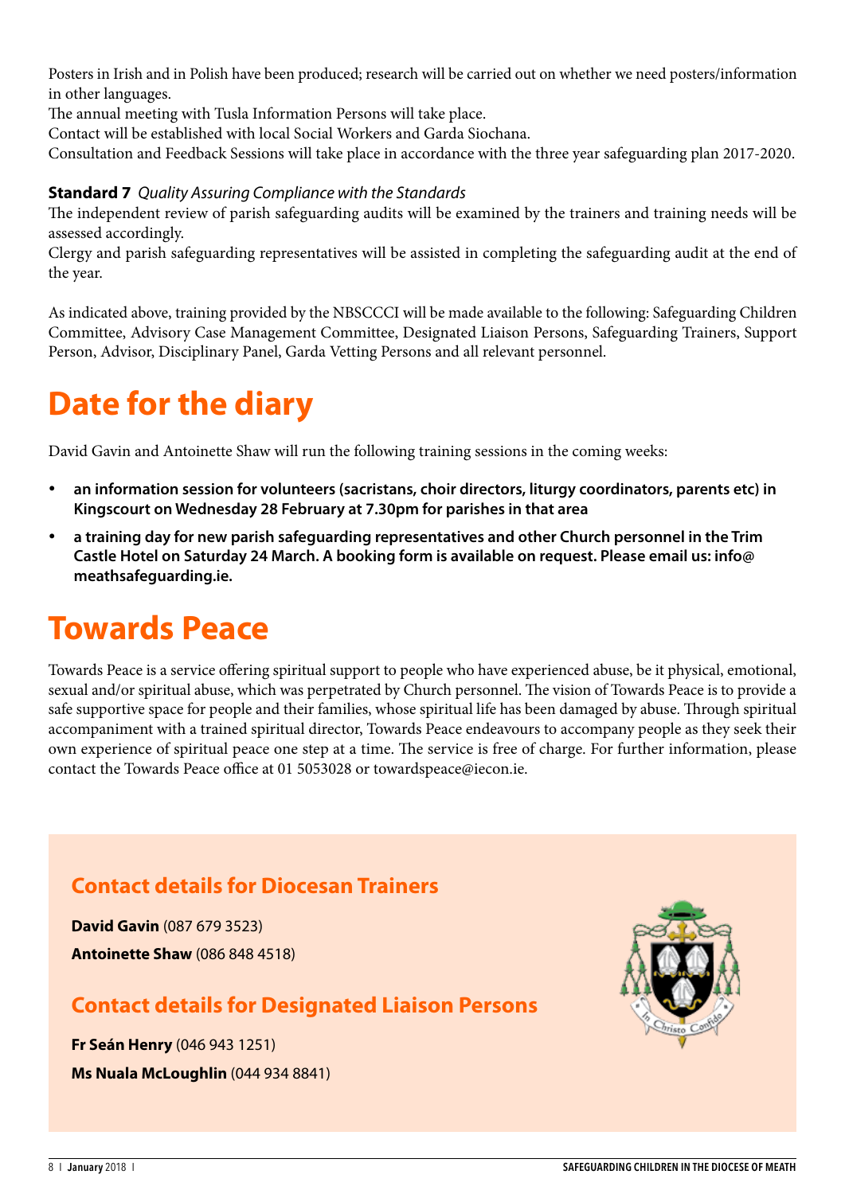Posters in Irish and in Polish have been produced; research will be carried out on whether we need posters/information in other languages.

The annual meeting with Tusla Information Persons will take place.

Contact will be established with local Social Workers and Garda Siochana.

Consultation and Feedback Sessions will take place in accordance with the three year safeguarding plan 2017-2020.

**Standard 7** *Quality Assuring Compliance with the Standards*

The independent review of parish safeguarding audits will be examined by the trainers and training needs will be assessed accordingly.

Clergy and parish safeguarding representatives will be assisted in completing the safeguarding audit at the end of the year.

As indicated above, training provided by the NBSCCCI will be made available to the following: Safeguarding Children Committee, Advisory Case Management Committee, Designated Liaison Persons, Safeguarding Trainers, Support Person, Advisor, Disciplinary Panel, Garda Vetting Persons and all relevant personnel.

# Date for the diary

David Gavin and Antoinette Shaw will run the following training sessions in the coming weeks:

- **an information session for volunteers (sacristans, choir directors, liturgy coordinators, parents etc) in Kingscourt on Wednesday 28 February at 7.30pm for parishes in that area**
- **a training day for new parish safeguarding representatives and other Church personnel in the Trim Castle Hotel on Saturday 24 March. A booking form is available on request. Please email us: info@meathsafeguarding.ie.**

# Towards Peace

Towards Peace is a service offering spiritual support to people who have experienced abuse, be it physical, emotional, sexual and/or spiritual abuse, which was perpetrated by Church personnel. The vision of Towards Peace is to provide a safe supportive space for people and their families, whose spiritual life has been damaged by abuse. Through spiritual accompaniment with a trained spiritual director, Towards Peace endeavours to accompany people as they seek their own experience of spiritual peace one step at a time. The service is free of charge. For further information, please contact the Towards Peace office at 01 5053028 or towardspeace@iecon.ie.

## Contact details for Diocesan Trainers

**David Gavin** (087 679 3523)

**Antoinette Shaw** (086 848 4518)

## Contact details for Designated Liaison Persons

**Fr Seán Henry** (046 943 1251)

**Ms Nuala McLoughlin** (044 934 8841)